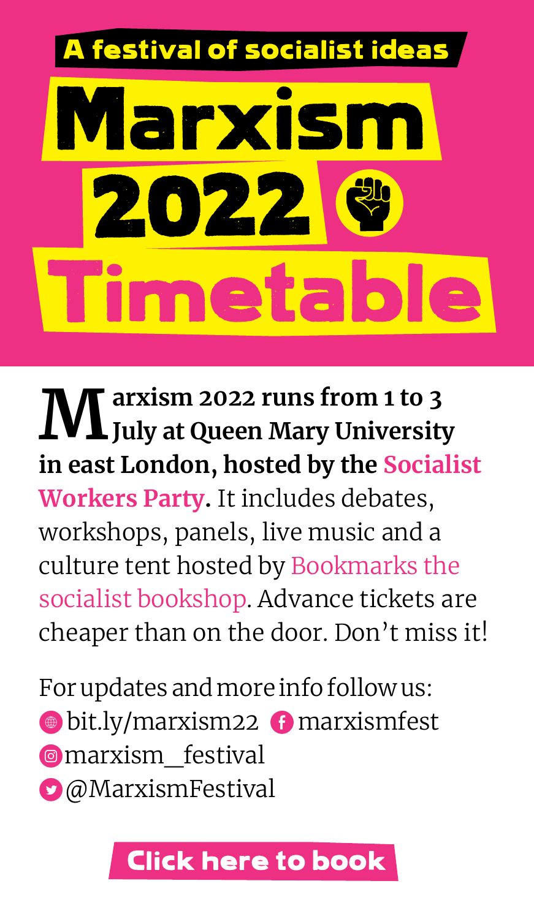A festival of socialist ideas

# Marxism 2022 Timetable

**Marxism 2022 runs from 1 to 3 July at Queen Mary University in east London, hosted by the Socialist Workers Party.** It includes debates, workshops, panels, live music and a culture tent hosted by Bookmarks the socialist bookshop. Advance tickets are cheaper than on the door. Don't miss it!

For updates and more info follow us:
bit.ly/marxism22 marxismfest
marxism_festival
@MarxismFestival

**Click here to book**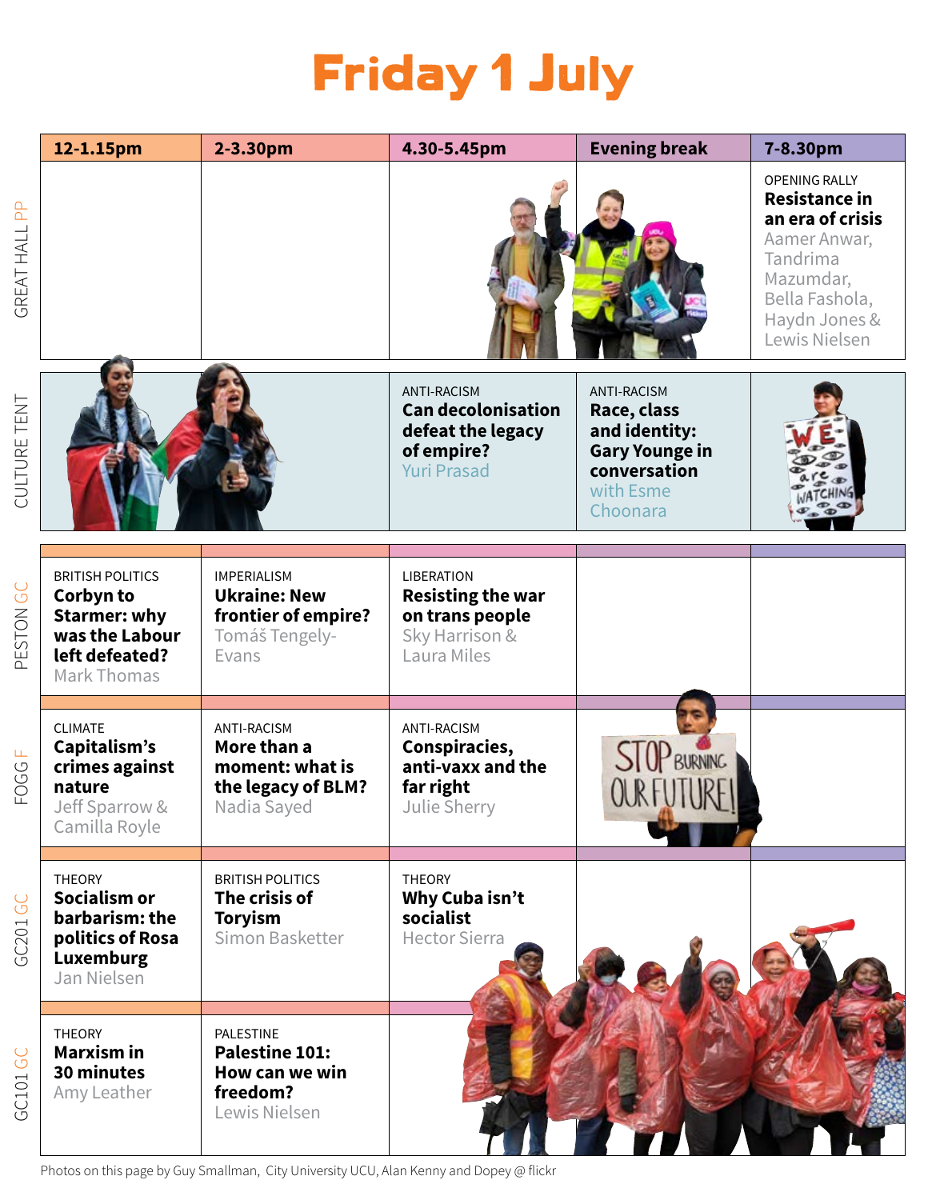# Friday 1 July

| | 12-1.15pm | 2-3.30pm | 4.30-5.45pm | Evening break | 7-8.30pm |
|---|---|---|---|---|---|
| GREAT HALL PP | | | | | OPENING RALLY **Resistance in an era of crisis** Aamer Anwar, Tandrima Mazumdar, Bella Fashola, Haydn Jones & Lewis Nielsen |
| CULTURE TENT | | | ANTI-RACISM **Can decolonisation defeat the legacy of empire?** Yuri Prasad | ANTI-RACISM **Race, class and identity: Gary Younge in conversation** with Esme Choonara | |
| PESTON GC | BRITISH POLITICS **Corbyn to Starmer: why was the Labour left defeated?** Mark Thomas | IMPERIALISM **Ukraine: New frontier of empire?** Tomáš Tengely-Evans | LIBERATION **Resisting the war on trans people** Sky Harrison & Laura Miles | | |
| FOGG F | CLIMATE **Capitalism's crimes against nature** Jeff Sparrow & Camilla Royle | ANTI-RACISM **More than a moment: what is the legacy of BLM?** Nadia Sayed | ANTI-RACISM **Conspiracies, anti-vaxx and the far right** Julie Sherry | | |
| GC201 GC | THEORY **Socialism or barbarism: the politics of Rosa Luxemburg** Jan Nielsen | BRITISH POLITICS **The crisis of Toryism** Simon Basketter | THEORY **Why Cuba isn't socialist** Hector Sierra | | |
| GC101 GC | THEORY **Marxism in 30 minutes** Amy Leather | PALESTINE **Palestine 101: How can we win freedom?** Lewis Nielsen | | | |

Photos on this page by Guy Smallman, City University UCU, Alan Kenny and Dopey @ flickr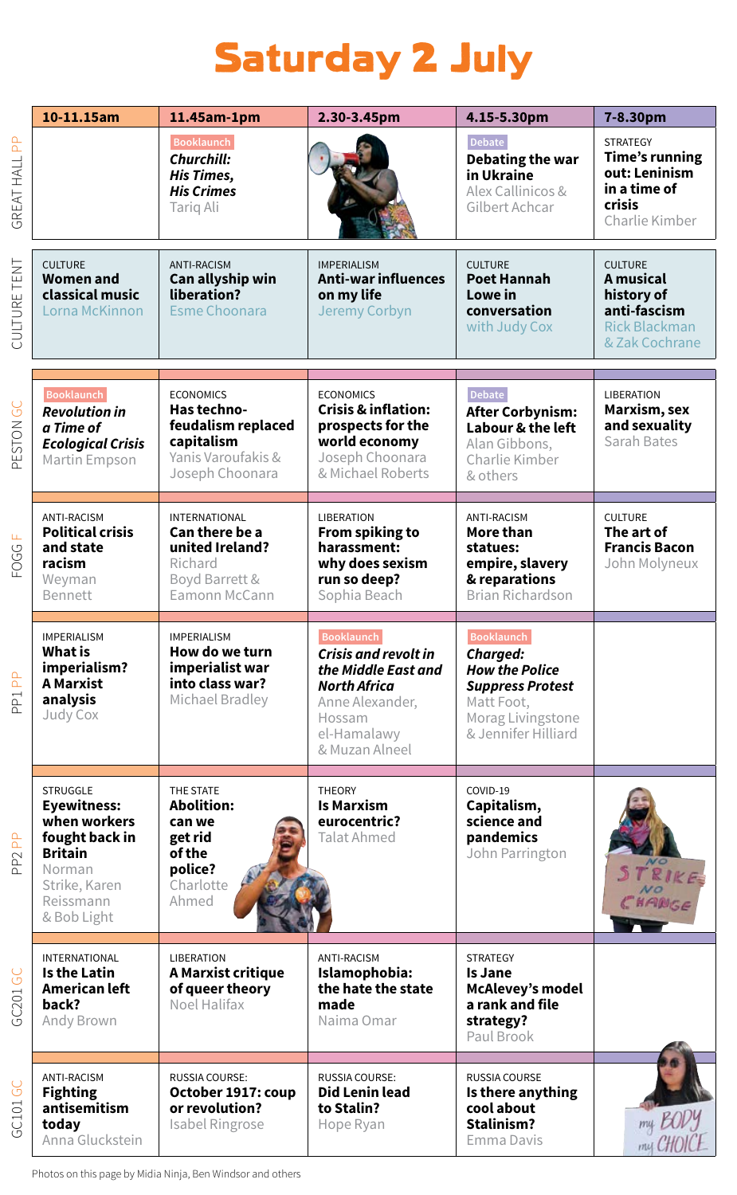# Saturday 2 July

| Venue | 10-11.15am | 11.45am-1pm | 2.30-3.45pm | 4.15-5.30pm | 7-8.30pm |
|---|---|---|---|---|---|
| GREAT HALL PP | | Booklaunch *Churchill: His Times, His Crimes* Tariq Ali | | Debate **Debating the war in Ukraine** Alex Callinicos & Gilbert Achcar | STRATEGY **Time's running out: Leninism in a time of crisis** Charlie Kimber |
| CULTURE TENT | CULTURE **Women and classical music** Lorna McKinnon | ANTI-RACISM **Can allyship win liberation?** Esme Choonara | IMPERIALISM **Anti-war influences on my life** Jeremy Corbyn | CULTURE **Poet Hannah Lowe in conversation** with Judy Cox | CULTURE **A musical history of anti-fascism** Rick Blackman & Zak Cochrane |
| PESTON GC | Booklaunch *Revolution in a Time of Ecological Crisis* Martin Empson | ECONOMICS **Has techno-feudalism replaced capitalism** Yanis Varoufakis & Joseph Choonara | ECONOMICS **Crisis & inflation: prospects for the world economy** Joseph Choonara & Michael Roberts | Debate **After Corbynism: Labour & the left** Alan Gibbons, Charlie Kimber & others | LIBERATION **Marxism, sex and sexuality** Sarah Bates |
| FOGG F | ANTI-RACISM **Political crisis and state racism** Weyman Bennett | INTERNATIONAL **Can there be a united Ireland?** Richard Boyd Barrett & Eamonn McCann | LIBERATION **From spiking to harassment: why does sexism run so deep?** Sophia Beach | ANTI-RACISM **More than statues: empire, slavery & reparations** Brian Richardson | CULTURE **The art of Francis Bacon** John Molyneux |
| PP1 PP | IMPERIALISM **What is imperialism? A Marxist analysis** Judy Cox | IMPERIALISM **How do we turn imperialist war into class war?** Michael Bradley | Booklaunch *Crisis and revolt in the Middle East and North Africa* Anne Alexander, Hossam el-Hamalawy & Muzan Alneel | Booklaunch *Charged: How the Police Suppress Protest* Matt Foot, Morag Livingstone & Jennifer Hilliard | |
| PP2 PP | STRUGGLE **Eyewitness: when workers fought back in Britain** Norman Strike, Karen Reissmann & Bob Light | THE STATE **Abolition: can we get rid of the police?** Charlotte Ahmed | THEORY **Is Marxism eurocentric?** Talat Ahmed | COVID-19 **Capitalism, science and pandemics** John Parrington | |
| GC201 GC | INTERNATIONAL **Is the Latin American left back?** Andy Brown | LIBERATION **A Marxist critique of queer theory** Noel Halifax | ANTI-RACISM **Islamophobia: the hate the state made** Naima Omar | STRATEGY **Is Jane McAlevey's model a rank and file strategy?** Paul Brook | |
| GC101 GC | ANTI-RACISM **Fighting antisemitism today** Anna Gluckstein | RUSSIA COURSE: **October 1917: coup or revolution?** Isabel Ringrose | RUSSIA COURSE: **Did Lenin lead to Stalin?** Hope Ryan | RUSSIA COURSE **Is there anything cool about Stalinism?** Emma Davis | |

Photos on this page by Midia Ninja, Ben Windsor and others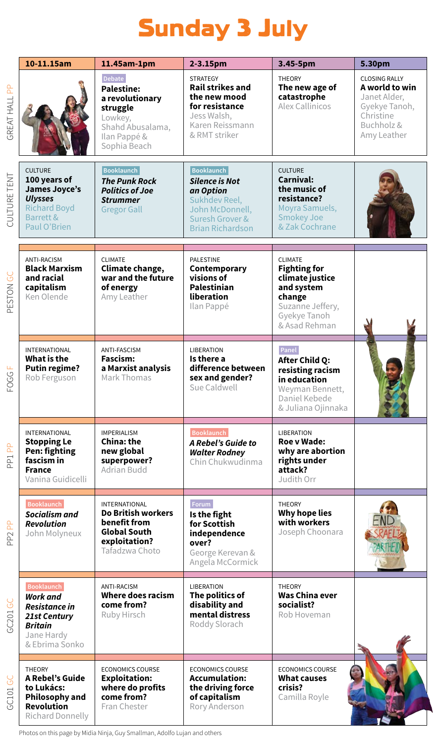# Sunday 3 July

| | 10-11.15am | 11.45am-1pm | 2-3.15pm | 3.45-5pm | 5.30pm |
|---|---|---|---|---|---|
| GREAT HALL PP | | Debate **Palestine: a revolutionary struggle** Lowkey, Shahd Abusalama, Ilan Pappé & Sophia Beach | STRATEGY **Rail strikes and the new mood for resistance** Jess Walsh, Karen Reissmann & RMT striker | THEORY **The new age of catastrophe** Alex Callinicos | CLOSING RALLY **A world to win** Janet Alder, Gyekye Tanoh, Christine Buchholz & Amy Leather |
| CULTURE TENT | CULTURE **100 years of James Joyce's *Ulysses*** Richard Boyd Barrett & Paul O'Brien | Booklaunch ***The Punk Rock Politics of Joe Strummer*** Gregor Gall | Booklaunch ***Silence is Not an Option*** Sukhdev Reel, John McDonnell, Suresh Grover & Brian Richardson | CULTURE **Carnival: the music of resistance?** Moyra Samuels, Smokey Joe & Zak Cochrane | |
| PESTON GC | ANTI-RACISM **Black Marxism and racial capitalism** Ken Olende | CLIMATE **Climate change, war and the future of energy** Amy Leather | PALESTINE **Contemporary visions of Palestinian liberation** Ilan Pappé | CLIMATE **Fighting for climate justice and system change** Suzanne Jeffery, Gyekye Tanoh & Asad Rehman | |
| FOGG F | INTERNATIONAL **What is the Putin regime?** Rob Ferguson | ANTI-FASCISM **Fascism: a Marxist analysis** Mark Thomas | LIBERATION **Is there a difference between sex and gender?** Sue Caldwell | Panel **After Child Q: resisting racism in education** Weyman Bennett, Daniel Kebede & Juliana Ojinnaka | |
| PP1 PP | INTERNATIONAL **Stopping Le Pen: fighting fascism in France** Vanina Guidicelli | IMPERIALISM **China: the new global superpower?** Adrian Budd | Booklaunch ***A Rebel's Guide to Walter Rodney*** Chin Chukwudinma | LIBERATION **Roe v Wade: why are abortion rights under attack?** Judith Orr | |
| PP2 PP | Booklaunch ***Socialism and Revolution*** John Molyneux | INTERNATIONAL **Do British workers benefit from Global South exploitation?** Tafadzwa Choto | Forum **Is the fight for Scottish independence over?** George Kerevan & Angela McCormick | THEORY **Why hope lies with workers** Joseph Choonara | |
| GC201 GC | Booklaunch ***Work and Resistance in 21st Century Britain*** Jane Hardy & Ebrima Sonko | ANTI-RACISM **Where does racism come from?** Ruby Hirsch | LIBERATION **The politics of disability and mental distress** Roddy Slorach | THEORY **Was China ever socialist?** Rob Hoveman | |
| GC101 GC | THEORY **A Rebel's Guide to Lukács: Philosophy and Revolution** Richard Donnelly | ECONOMICS COURSE **Exploitation: where do profits come from?** Fran Chester | ECONOMICS COURSE **Accumulation: the driving force of capitalism** Rory Anderson | ECONOMICS COURSE **What causes crisis?** Camilla Royle | |

Photos on this page by Midia Ninja, Guy Smallman, Adolfo Lujan and others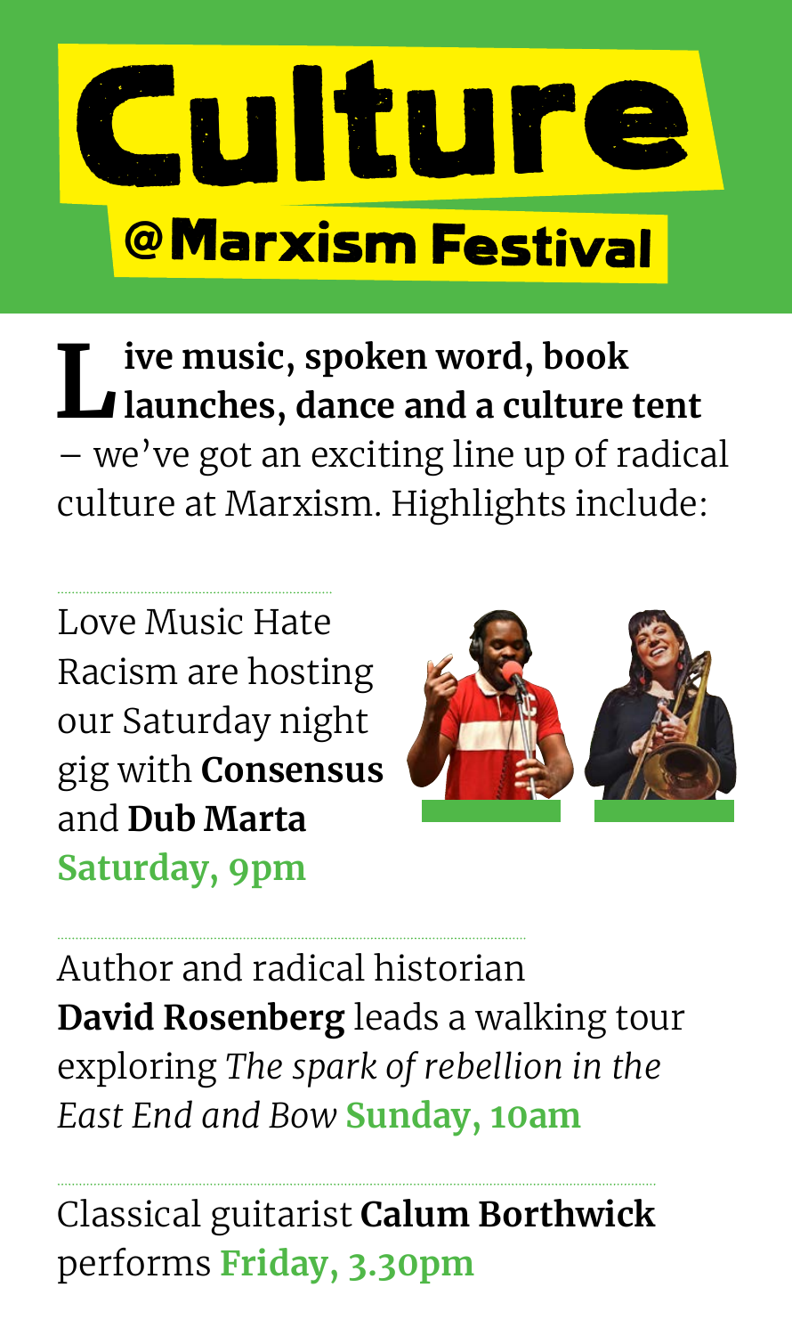# Culture

## @Marxism Festival

**Live music, spoken word, book launches, dance and a culture tent** – we've got an exciting line up of radical culture at Marxism. Highlights include:

---

Love Music Hate Racism are hosting our Saturday night gig with **Consensus** and **Dub Marta** **Saturday, 9pm**

---

Author and radical historian **David Rosenberg** leads a walking tour exploring *The spark of rebellion in the East End and Bow* **Sunday, 10am**

---

Classical guitarist **Calum Borthwick** performs **Friday, 3.30pm**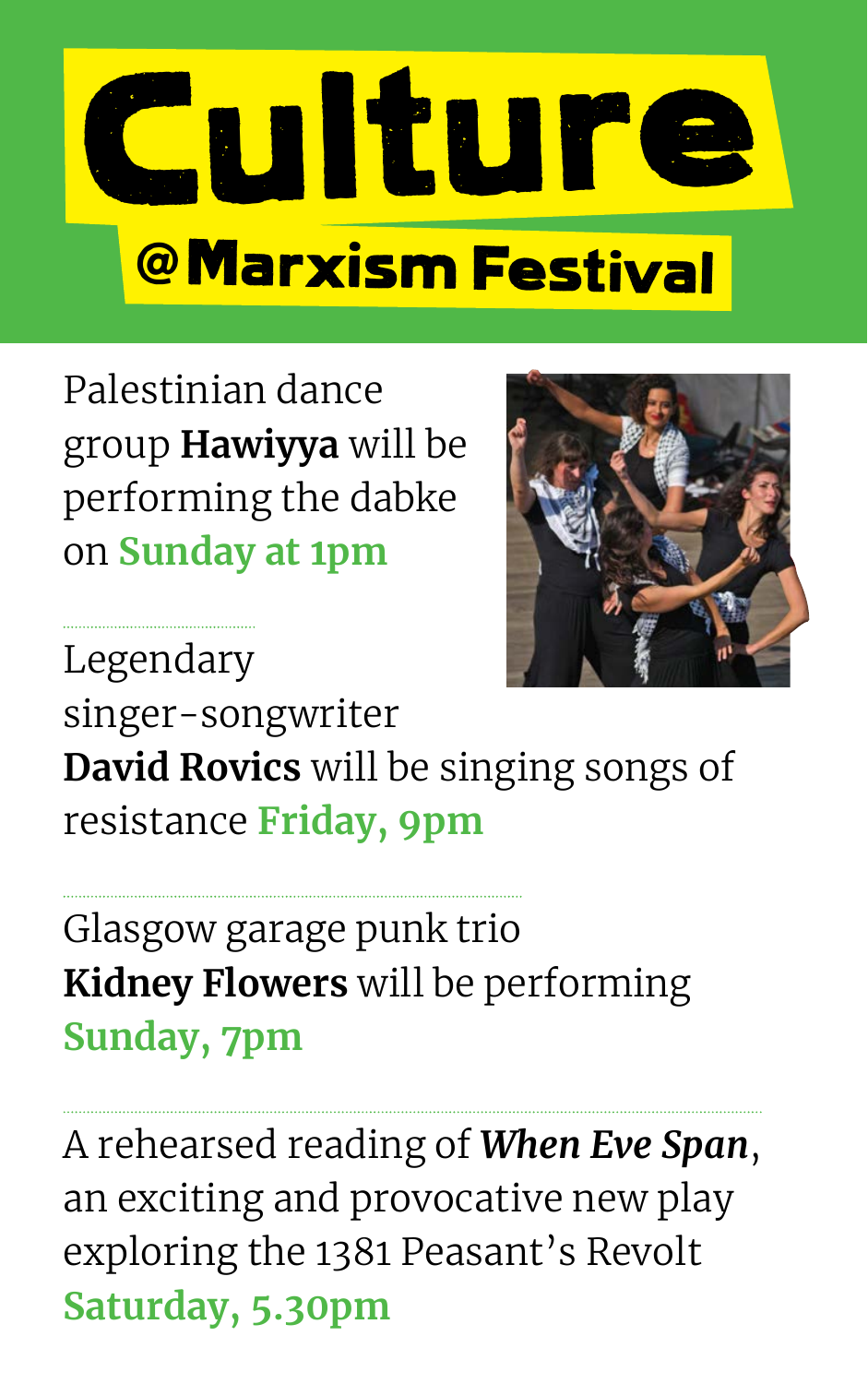# Culture

## @Marxism Festival

Palestinian dance group **Hawiyya** will be performing the dabke on **Sunday at 1pm**

---

Legendary singer-songwriter **David Rovics** will be singing songs of resistance **Friday, 9pm**

---

Glasgow garage punk trio **Kidney Flowers** will be performing **Sunday, 7pm**

---

A rehearsed reading of ***When Eve Span***, an exciting and provocative new play exploring the 1381 Peasant's Revolt **Saturday, 5.30pm**